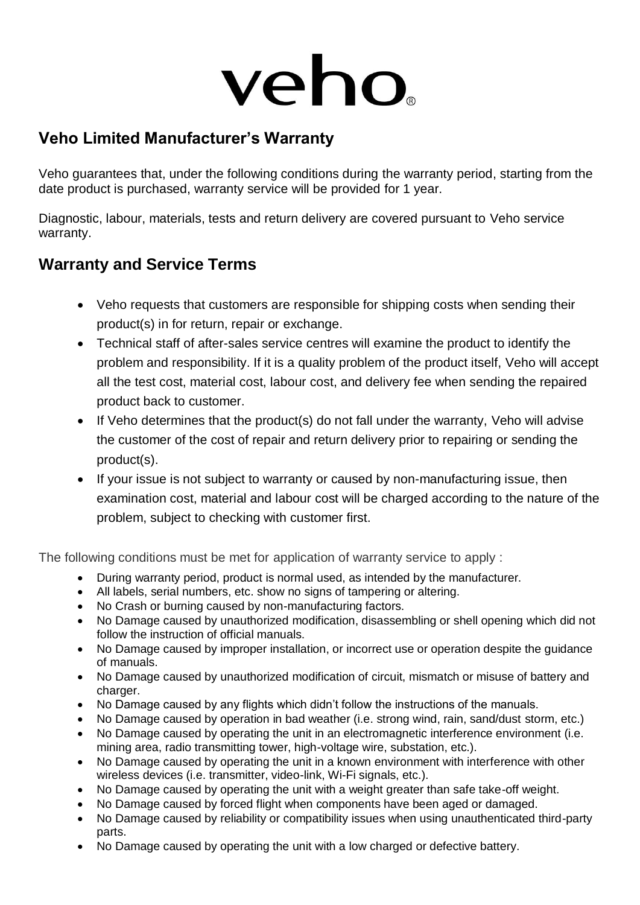# veho®

## Veho Limited Manufacturer's Warranty

Veho guarantees that, under the following conditions during the warranty period, starting from the date product is purchased, warranty service will be provided for 1 year.

Diagnostic, labour, materials, tests and return delivery are covered pursuant to Veho service warranty.

## Warranty and Service Terms

- Veho requests that customers are responsible for shipping costs when sending their product(s) in for return, repair or exchange.
- Technical staff of after-sales service centres will examine the product to identify the problem and responsibility. If it is a quality problem of the product itself, Veho will accept all the test cost, material cost, labour cost, and delivery fee when sending the repaired product back to customer.
- If Veho determines that the product(s) do not fall under the warranty, Veho will advise the customer of the cost of repair and return delivery prior to repairing or sending the product(s).
- If your issue is not subject to warranty or caused by non-manufacturing issue, then examination cost, material and labour cost will be charged according to the nature of the problem, subject to checking with customer first.

The following conditions must be met for application of warranty service to apply :

- During warranty period, product is normal used, as intended by the manufacturer.
- All labels, serial numbers, etc. show no signs of tampering or altering.
- No Crash or burning caused by non-manufacturing factors.
- No Damage caused by unauthorized modification, disassembling or shell opening which did not follow the instruction of official manuals.
- No Damage caused by improper installation, or incorrect use or operation despite the guidance of manuals.
- No Damage caused by unauthorized modification of circuit, mismatch or misuse of battery and charger.
- No Damage caused by any flights which didn't follow the instructions of the manuals.
- No Damage caused by operation in bad weather (i.e. strong wind, rain, sand/dust storm, etc.)
- No Damage caused by operating the unit in an electromagnetic interference environment (i.e. mining area, radio transmitting tower, high-voltage wire, substation, etc.).
- No Damage caused by operating the unit in a known environment with interference with other wireless devices (i.e. transmitter, video-link, Wi-Fi signals, etc.).
- No Damage caused by operating the unit with a weight greater than safe take-off weight.
- No Damage caused by forced flight when components have been aged or damaged.
- No Damage caused by reliability or compatibility issues when using unauthenticated third-party parts.
- No Damage caused by operating the unit with a low charged or defective battery.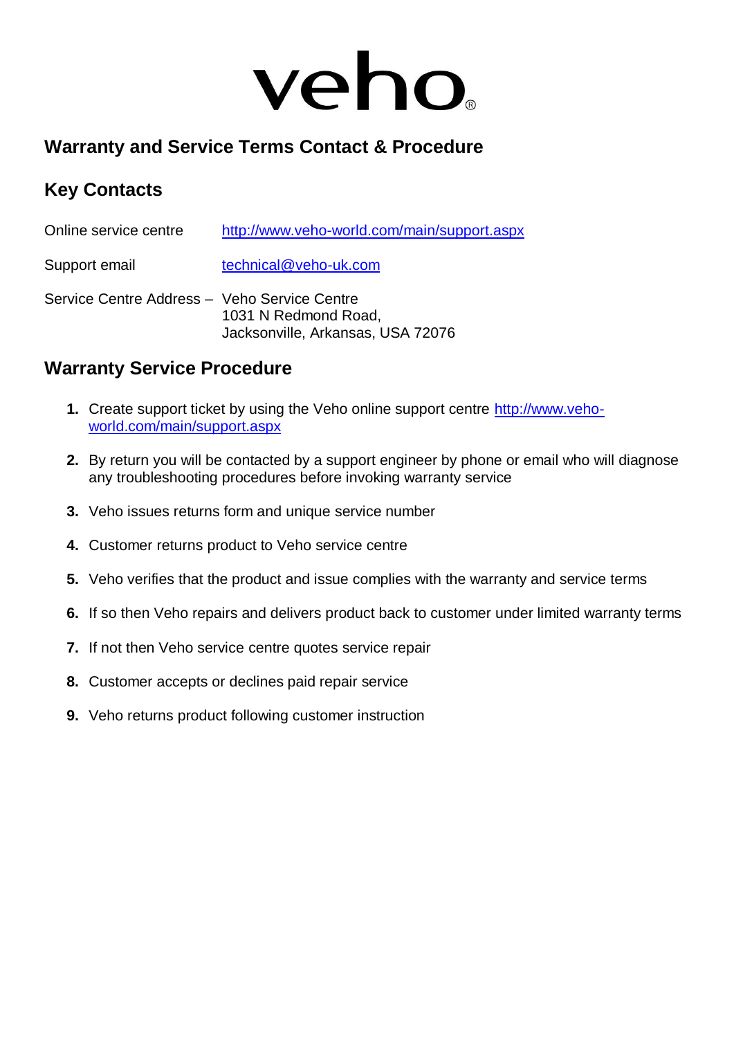veho®

## Warranty and Service Terms Contact & Procedure

## Key Contacts

| | |
|---|---|
| Online service centre | http://www.veho-world.com/main/support.aspx |
| Support email | technical@veho-uk.com |
| Service Centre Address – | Veho Service Centre<br>1031 N Redmond Road,<br>Jacksonville, Arkansas, USA 72076 |

## Warranty Service Procedure

1. Create support ticket by using the Veho online support centre http://www.veho-world.com/main/support.aspx
2. By return you will be contacted by a support engineer by phone or email who will diagnose any troubleshooting procedures before invoking warranty service
3. Veho issues returns form and unique service number
4. Customer returns product to Veho service centre
5. Veho verifies that the product and issue complies with the warranty and service terms
6. If so then Veho repairs and delivers product back to customer under limited warranty terms
7. If not then Veho service centre quotes service repair
8. Customer accepts or declines paid repair service
9. Veho returns product following customer instruction